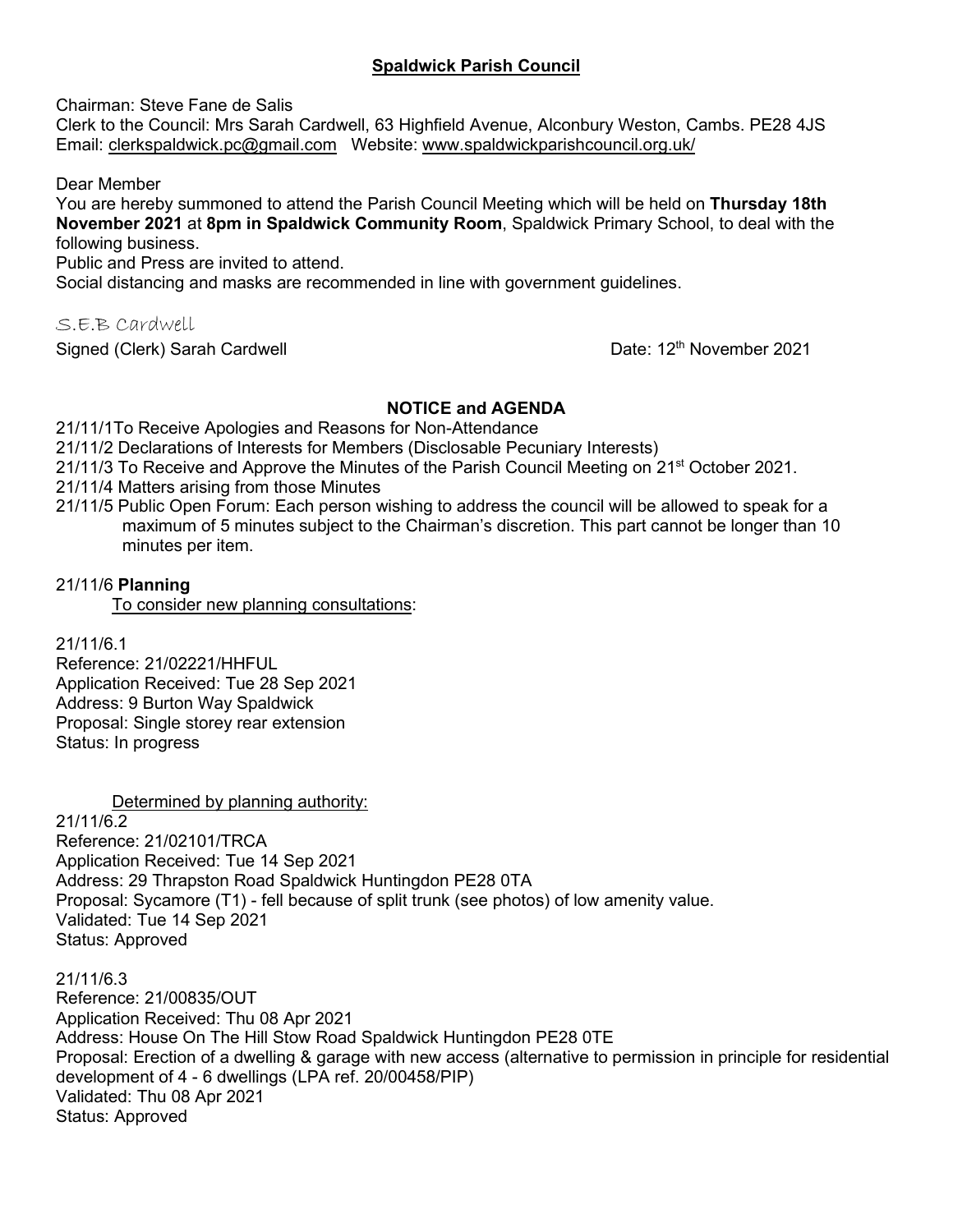## Spaldwick Parish Council

Chairman: Steve Fane de Salis
Clerk to the Council: Mrs Sarah Cardwell, 63 Highfield Avenue, Alconbury Weston, Cambs. PE28 4JS
Email: clerkspaldwick.pc@gmail.com Website: www.spaldwickparishcouncil.org.uk/

Dear Member

You are hereby summoned to attend the Parish Council Meeting which will be held on **Thursday 18th November 2021** at **8pm in Spaldwick Community Room**, Spaldwick Primary School, to deal with the following business.

Public and Press are invited to attend.

Social distancing and masks are recommended in line with government guidelines.

S.E.B Cardwell

Signed (Clerk) Sarah Cardwell Date: 12th November 2021

### NOTICE and AGENDA

21/11/1To Receive Apologies and Reasons for Non-Attendance

21/11/2 Declarations of Interests for Members (Disclosable Pecuniary Interests)

21/11/3 To Receive and Approve the Minutes of the Parish Council Meeting on 21st October 2021.

21/11/4 Matters arising from those Minutes

21/11/5 Public Open Forum: Each person wishing to address the council will be allowed to speak for a maximum of 5 minutes subject to the Chairman's discretion. This part cannot be longer than 10 minutes per item.

21/11/6 **Planning**

To consider new planning consultations:

21/11/6.1
Reference: 21/02221/HHFUL
Application Received: Tue 28 Sep 2021
Address: 9 Burton Way Spaldwick
Proposal: Single storey rear extension
Status: In progress

Determined by planning authority:

21/11/6.2
Reference: 21/02101/TRCA
Application Received: Tue 14 Sep 2021
Address: 29 Thrapston Road Spaldwick Huntingdon PE28 0TA
Proposal: Sycamore (T1) - fell because of split trunk (see photos) of low amenity value.
Validated: Tue 14 Sep 2021
Status: Approved

21/11/6.3
Reference: 21/00835/OUT
Application Received: Thu 08 Apr 2021
Address: House On The Hill Stow Road Spaldwick Huntingdon PE28 0TE
Proposal: Erection of a dwelling & garage with new access (alternative to permission in principle for residential development of 4 - 6 dwellings (LPA ref. 20/00458/PIP)
Validated: Thu 08 Apr 2021
Status: Approved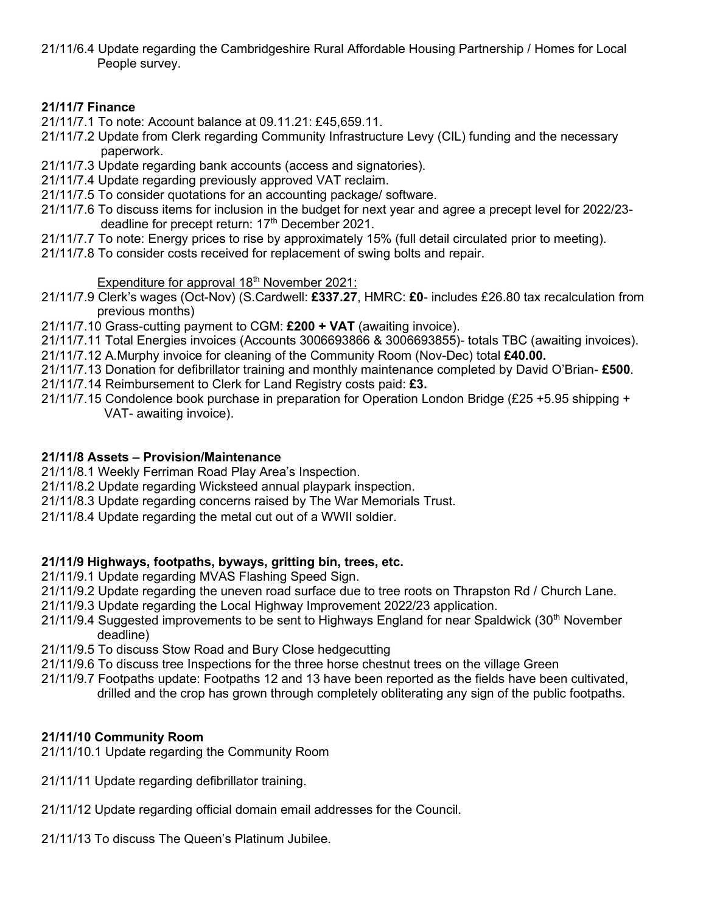21/11/6.4 Update regarding the Cambridgeshire Rural Affordable Housing Partnership / Homes for Local People survey.

**21/11/7 Finance**

21/11/7.1 To note: Account balance at 09.11.21: £45,659.11.
21/11/7.2 Update from Clerk regarding Community Infrastructure Levy (CIL) funding and the necessary paperwork.
21/11/7.3 Update regarding bank accounts (access and signatories).
21/11/7.4 Update regarding previously approved VAT reclaim.
21/11/7.5 To consider quotations for an accounting package/ software.
21/11/7.6 To discuss items for inclusion in the budget for next year and agree a precept level for 2022/23- deadline for precept return: 17th December 2021.
21/11/7.7 To note: Energy prices to rise by approximately 15% (full detail circulated prior to meeting).
21/11/7.8 To consider costs received for replacement of swing bolts and repair.

Expenditure for approval 18th November 2021:

21/11/7.9 Clerk's wages (Oct-Nov) (S.Cardwell: **£337.27**, HMRC: **£0**- includes £26.80 tax recalculation from previous months)
21/11/7.10 Grass-cutting payment to CGM: **£200 + VAT** (awaiting invoice).
21/11/7.11 Total Energies invoices (Accounts 3006693866 & 3006693855)- totals TBC (awaiting invoices).
21/11/7.12 A.Murphy invoice for cleaning of the Community Room (Nov-Dec) total **£40.00.**
21/11/7.13 Donation for defibrillator training and monthly maintenance completed by David O'Brian- **£500**.
21/11/7.14 Reimbursement to Clerk for Land Registry costs paid: **£3.**
21/11/7.15 Condolence book purchase in preparation for Operation London Bridge (£25 +5.95 shipping + VAT- awaiting invoice).

**21/11/8 Assets – Provision/Maintenance**

21/11/8.1 Weekly Ferriman Road Play Area's Inspection.
21/11/8.2 Update regarding Wicksteed annual playpark inspection.
21/11/8.3 Update regarding concerns raised by The War Memorials Trust.
21/11/8.4 Update regarding the metal cut out of a WWII soldier.

**21/11/9 Highways, footpaths, byways, gritting bin, trees, etc.**

21/11/9.1 Update regarding MVAS Flashing Speed Sign.
21/11/9.2 Update regarding the uneven road surface due to tree roots on Thrapston Rd / Church Lane.
21/11/9.3 Update regarding the Local Highway Improvement 2022/23 application.
21/11/9.4 Suggested improvements to be sent to Highways England for near Spaldwick (30th November deadline)
21/11/9.5 To discuss Stow Road and Bury Close hedgecutting
21/11/9.6 To discuss tree Inspections for the three horse chestnut trees on the village Green
21/11/9.7 Footpaths update: Footpaths 12 and 13 have been reported as the fields have been cultivated, drilled and the crop has grown through completely obliterating any sign of the public footpaths.

**21/11/10 Community Room**

21/11/10.1 Update regarding the Community Room

21/11/11 Update regarding defibrillator training.

21/11/12 Update regarding official domain email addresses for the Council.

21/11/13 To discuss The Queen's Platinum Jubilee.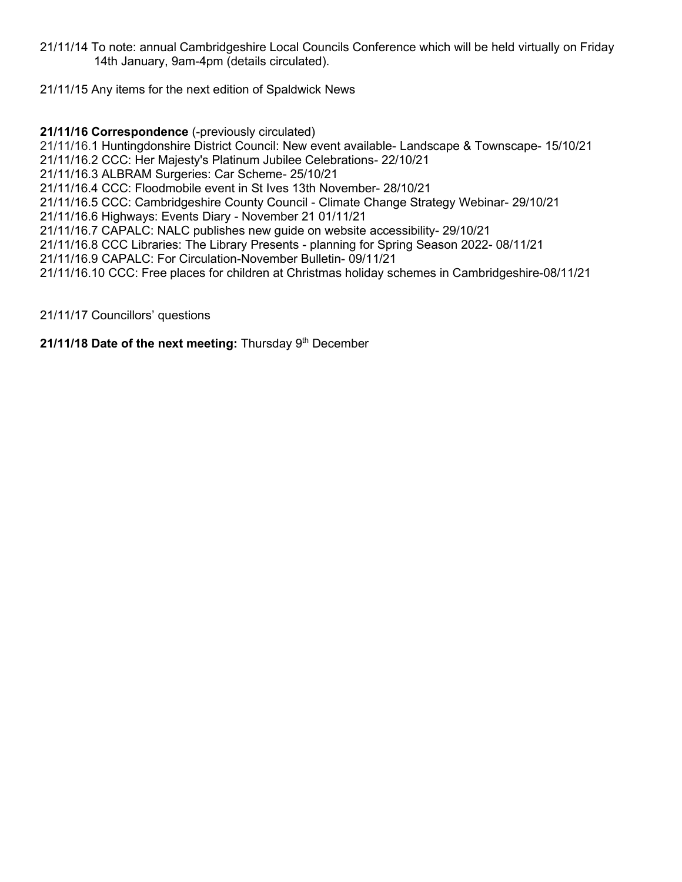21/11/14 To note: annual Cambridgeshire Local Councils Conference which will be held virtually on Friday 14th January, 9am-4pm (details circulated).

21/11/15 Any items for the next edition of Spaldwick News

**21/11/16 Correspondence** (-previously circulated)
21/11/16.1 Huntingdonshire District Council: New event available- Landscape & Townscape- 15/10/21
21/11/16.2 CCC: Her Majesty's Platinum Jubilee Celebrations- 22/10/21
21/11/16.3 ALBRAM Surgeries: Car Scheme- 25/10/21
21/11/16.4 CCC: Floodmobile event in St Ives 13th November- 28/10/21
21/11/16.5 CCC: Cambridgeshire County Council - Climate Change Strategy Webinar- 29/10/21
21/11/16.6 Highways: Events Diary - November 21 01/11/21
21/11/16.7 CAPALC: NALC publishes new guide on website accessibility- 29/10/21
21/11/16.8 CCC Libraries: The Library Presents - planning for Spring Season 2022- 08/11/21
21/11/16.9 CAPALC: For Circulation-November Bulletin- 09/11/21
21/11/16.10 CCC: Free places for children at Christmas holiday schemes in Cambridgeshire-08/11/21

21/11/17 Councillors' questions

**21/11/18 Date of the next meeting:** Thursday 9th December